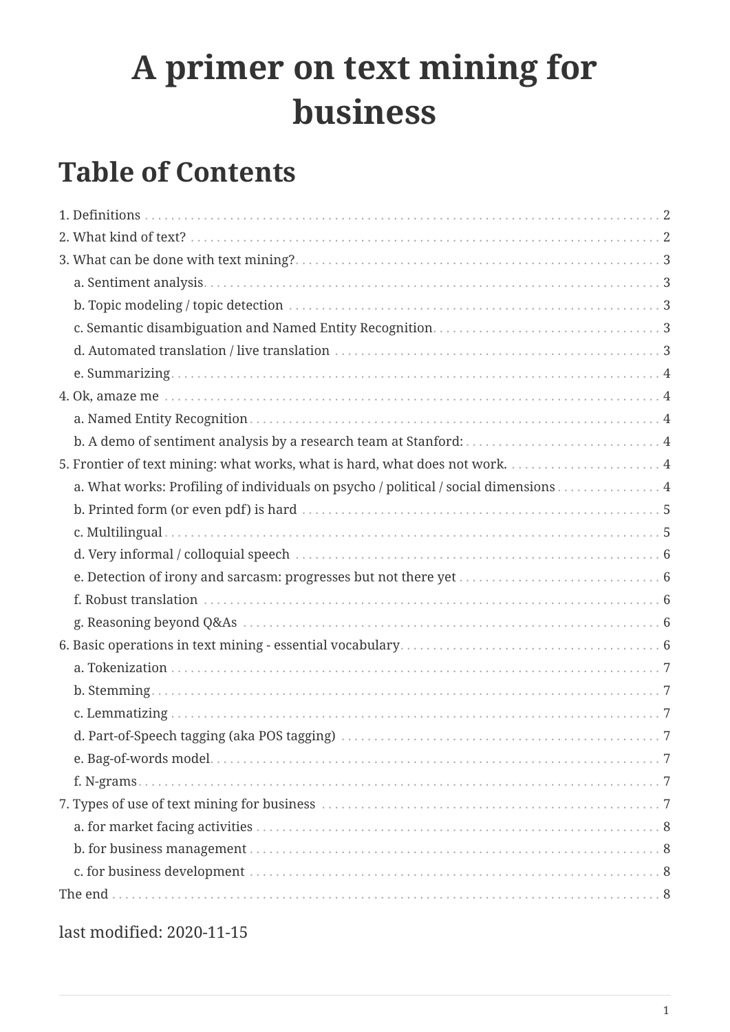# A primer on text mining for business

## Table of Contents

1. Definitions ... 2
2. What kind of text? ... 2
3. What can be done with text mining? ... 3
   - a. Sentiment analysis ... 3
   - b. Topic modeling / topic detection ... 3
   - c. Semantic disambiguation and Named Entity Recognition ... 3
   - d. Automated translation / live translation ... 3
   - e. Summarizing ... 4
4. Ok, amaze me ... 4
   - a. Named Entity Recognition ... 4
   - b. A demo of sentiment analysis by a research team at Stanford: ... 4
5. Frontier of text mining: what works, what is hard, what does not work. ... 4
   - a. What works: Profiling of individuals on psycho / political / social dimensions ... 4
   - b. Printed form (or even pdf) is hard ... 5
   - c. Multilingual ... 5
   - d. Very informal / colloquial speech ... 6
   - e. Detection of irony and sarcasm: progresses but not there yet ... 6
   - f. Robust translation ... 6
   - g. Reasoning beyond Q&As ... 6
6. Basic operations in text mining - essential vocabulary ... 6
   - a. Tokenization ... 7
   - b. Stemming ... 7
   - c. Lemmatizing ... 7
   - d. Part-of-Speech tagging (aka POS tagging) ... 7
   - e. Bag-of-words model ... 7
   - f. N-grams ... 7
7. Types of use of text mining for business ... 7
   - a. for market facing activities ... 8
   - b. for business management ... 8
   - c. for business development ... 8

The end ... 8

last modified: 2020-11-15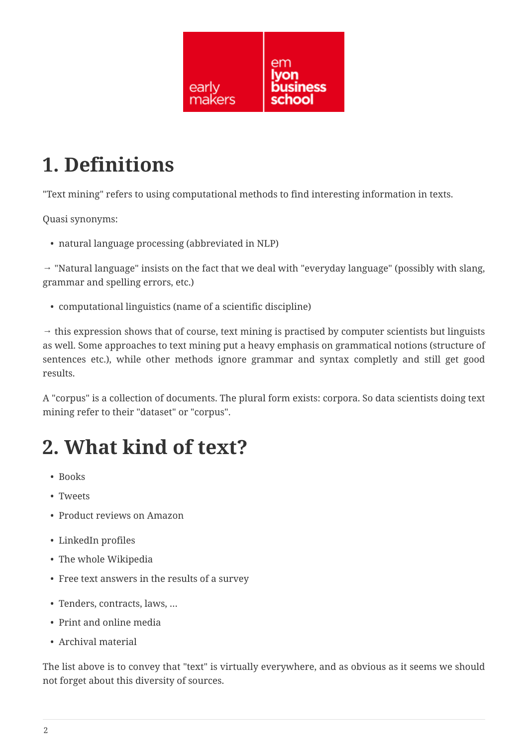# 1. Definitions

"Text mining" refers to using computational methods to find interesting information in texts.

Quasi synonyms:

- natural language processing (abbreviated in NLP)

→ "Natural language" insists on the fact that we deal with "everyday language" (possibly with slang, grammar and spelling errors, etc.)

- computational linguistics (name of a scientific discipline)

→ this expression shows that of course, text mining is practised by computer scientists but linguists as well. Some approaches to text mining put a heavy emphasis on grammatical notions (structure of sentences etc.), while other methods ignore grammar and syntax completly and still get good results.

A "corpus" is a collection of documents. The plural form exists: corpora. So data scientists doing text mining refer to their "dataset" or "corpus".

# 2. What kind of text?

- Books
- Tweets
- Product reviews on Amazon
- LinkedIn profiles
- The whole Wikipedia
- Free text answers in the results of a survey
- Tenders, contracts, laws, …
- Print and online media
- Archival material

The list above is to convey that "text" is virtually everywhere, and as obvious as it seems we should not forget about this diversity of sources.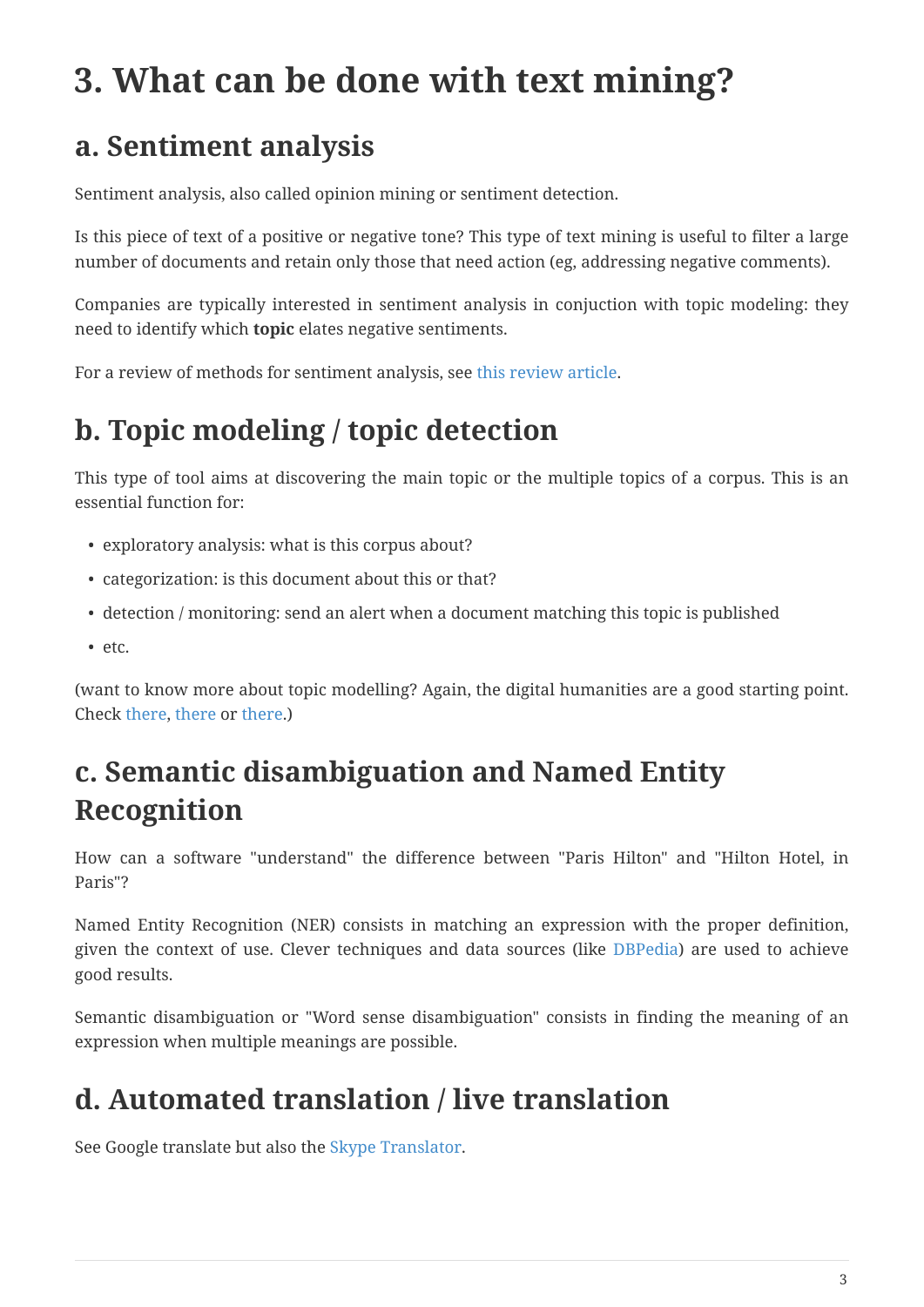# 3. What can be done with text mining?

## a. Sentiment analysis

Sentiment analysis, also called opinion mining or sentiment detection.

Is this piece of text of a positive or negative tone? This type of text mining is useful to filter a large number of documents and retain only those that need action (eg, addressing negative comments).

Companies are typically interested in sentiment analysis in conjuction with topic modeling: they need to identify which **topic** elates negative sentiments.

For a review of methods for sentiment analysis, see this review article.

## b. Topic modeling / topic detection

This type of tool aims at discovering the main topic or the multiple topics of a corpus. This is an essential function for:

- exploratory analysis: what is this corpus about?
- categorization: is this document about this or that?
- detection / monitoring: send an alert when a document matching this topic is published
- etc.

(want to know more about topic modelling? Again, the digital humanities are a good starting point. Check there, there or there.)

## c. Semantic disambiguation and Named Entity Recognition

How can a software "understand" the difference between "Paris Hilton" and "Hilton Hotel, in Paris"?

Named Entity Recognition (NER) consists in matching an expression with the proper definition, given the context of use. Clever techniques and data sources (like DBPedia) are used to achieve good results.

Semantic disambiguation or "Word sense disambiguation" consists in finding the meaning of an expression when multiple meanings are possible.

## d. Automated translation / live translation

See Google translate but also the Skype Translator.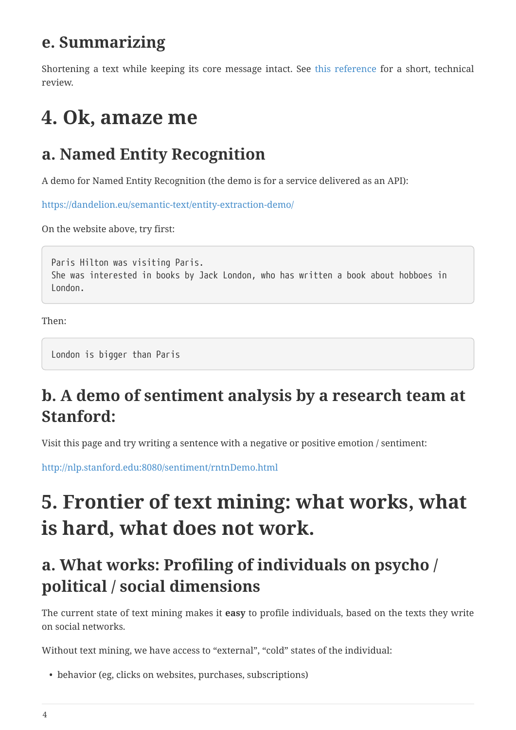## e. Summarizing

Shortening a text while keeping its core message intact. See [this reference]() for a short, technical review.

# 4. Ok, amaze me

## a. Named Entity Recognition

A demo for Named Entity Recognition (the demo is for a service delivered as an API):

[https://dandelion.eu/semantic-text/entity-extraction-demo/](https://dandelion.eu/semantic-text/entity-extraction-demo/)

On the website above, try first:

```
Paris Hilton was visiting Paris.
She was interested in books by Jack London, who has written a book about hobboes in London.
```

Then:

```
London is bigger than Paris
```

## b. A demo of sentiment analysis by a research team at Stanford:

Visit this page and try writing a sentence with a negative or positive emotion / sentiment:

[http://nlp.stanford.edu:8080/sentiment/rntnDemo.html](http://nlp.stanford.edu:8080/sentiment/rntnDemo.html)

# 5. Frontier of text mining: what works, what is hard, what does not work.

## a. What works: Profiling of individuals on psycho / political / social dimensions

The current state of text mining makes it **easy** to profile individuals, based on the texts they write on social networks.

Without text mining, we have access to "external", "cold" states of the individual:

- behavior (eg, clicks on websites, purchases, subscriptions)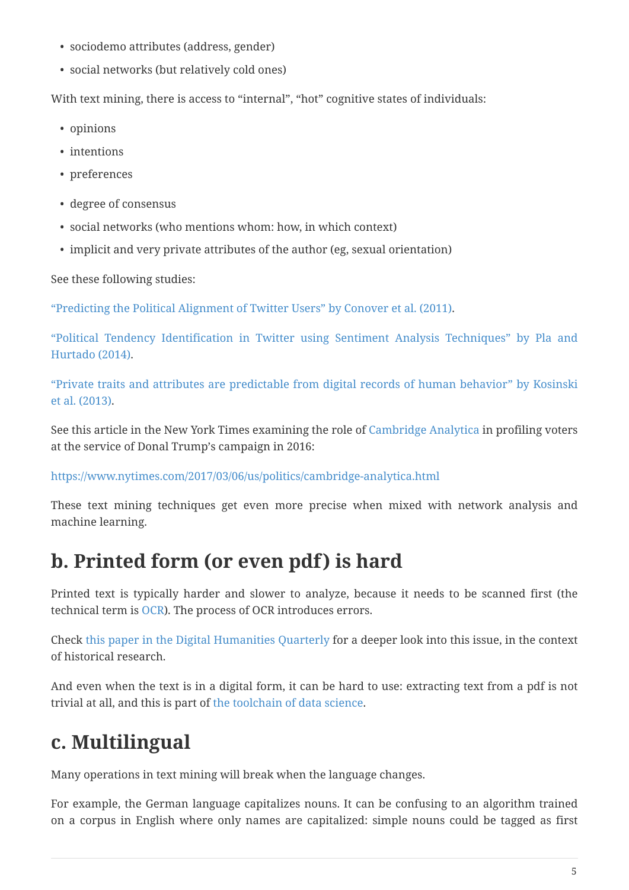- sociodemo attributes (address, gender)
- social networks (but relatively cold ones)

With text mining, there is access to "internal", "hot" cognitive states of individuals:

- opinions
- intentions
- preferences
- degree of consensus
- social networks (who mentions whom: how, in which context)
- implicit and very private attributes of the author (eg, sexual orientation)

See these following studies:

"Predicting the Political Alignment of Twitter Users" by Conover et al. (2011).

"Political Tendency Identification in Twitter using Sentiment Analysis Techniques" by Pla and Hurtado (2014).

"Private traits and attributes are predictable from digital records of human behavior" by Kosinski et al. (2013).

See this article in the New York Times examining the role of Cambridge Analytica in profiling voters at the service of Donal Trump's campaign in 2016:

https://www.nytimes.com/2017/03/06/us/politics/cambridge-analytica.html

These text mining techniques get even more precise when mixed with network analysis and machine learning.

## b. Printed form (or even pdf) is hard

Printed text is typically harder and slower to analyze, because it needs to be scanned first (the technical term is OCR). The process of OCR introduces errors.

Check this paper in the Digital Humanities Quarterly for a deeper look into this issue, in the context of historical research.

And even when the text is in a digital form, it can be hard to use: extracting text from a pdf is not trivial at all, and this is part of the toolchain of data science.

## c. Multilingual

Many operations in text mining will break when the language changes.

For example, the German language capitalizes nouns. It can be confusing to an algorithm trained on a corpus in English where only names are capitalized: simple nouns could be tagged as first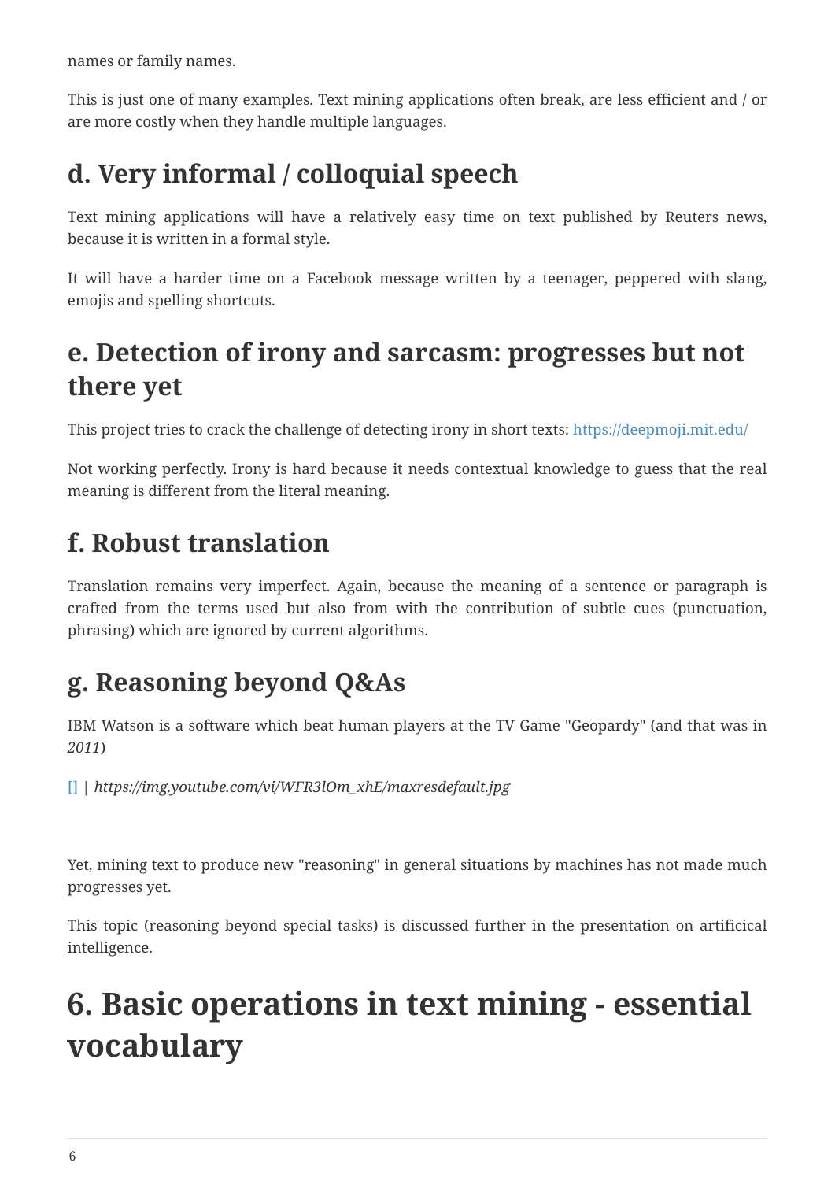names or family names.

This is just one of many examples. Text mining applications often break, are less efficient and / or are more costly when they handle multiple languages.

## d. Very informal / colloquial speech

Text mining applications will have a relatively easy time on text published by Reuters news, because it is written in a formal style.

It will have a harder time on a Facebook message written by a teenager, peppered with slang, emojis and spelling shortcuts.

## e. Detection of irony and sarcasm: progresses but not there yet

This project tries to crack the challenge of detecting irony in short texts: https://deepmoji.mit.edu/

Not working perfectly. Irony is hard because it needs contextual knowledge to guess that the real meaning is different from the literal meaning.

## f. Robust translation

Translation remains very imperfect. Again, because the meaning of a sentence or paragraph is crafted from the terms used but also from with the contribution of subtle cues (punctuation, phrasing) which are ignored by current algorithms.

## g. Reasoning beyond Q&As

IBM Watson is a software which beat human players at the TV Game "Geopardy" (and that was in *2011*)

[] | *https://img.youtube.com/vi/WFR3lOm_xhE/maxresdefault.jpg*

Yet, mining text to produce new "reasoning" in general situations by machines has not made much progresses yet.

This topic (reasoning beyond special tasks) is discussed further in the presentation on artificical intelligence.

# 6. Basic operations in text mining - essential vocabulary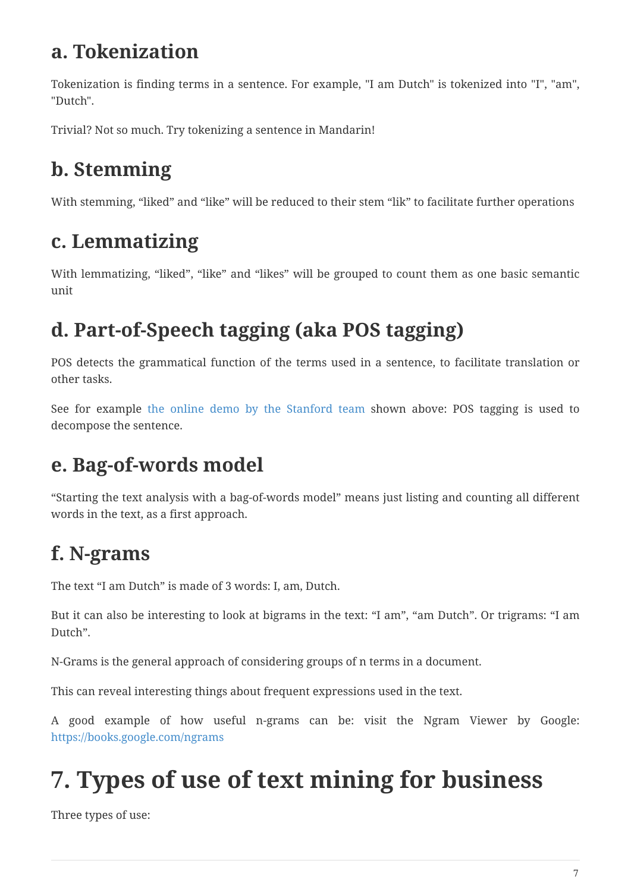## a. Tokenization

Tokenization is finding terms in a sentence. For example, "I am Dutch" is tokenized into "I", "am", "Dutch".

Trivial? Not so much. Try tokenizing a sentence in Mandarin!

## b. Stemming

With stemming, “liked” and “like” will be reduced to their stem “lik” to facilitate further operations

## c. Lemmatizing

With lemmatizing, “liked”, “like” and “likes” will be grouped to count them as one basic semantic unit

## d. Part-of-Speech tagging (aka POS tagging)

POS detects the grammatical function of the terms used in a sentence, to facilitate translation or other tasks.

See for example the online demo by the Stanford team shown above: POS tagging is used to decompose the sentence.

## e. Bag-of-words model

“Starting the text analysis with a bag-of-words model” means just listing and counting all different words in the text, as a first approach.

## f. N-grams

The text “I am Dutch” is made of 3 words: I, am, Dutch.

But it can also be interesting to look at bigrams in the text: “I am”, “am Dutch”. Or trigrams: “I am Dutch”.

N-Grams is the general approach of considering groups of n terms in a document.

This can reveal interesting things about frequent expressions used in the text.

A good example of how useful n-grams can be: visit the Ngram Viewer by Google: https://books.google.com/ngrams

# 7. Types of use of text mining for business

Three types of use: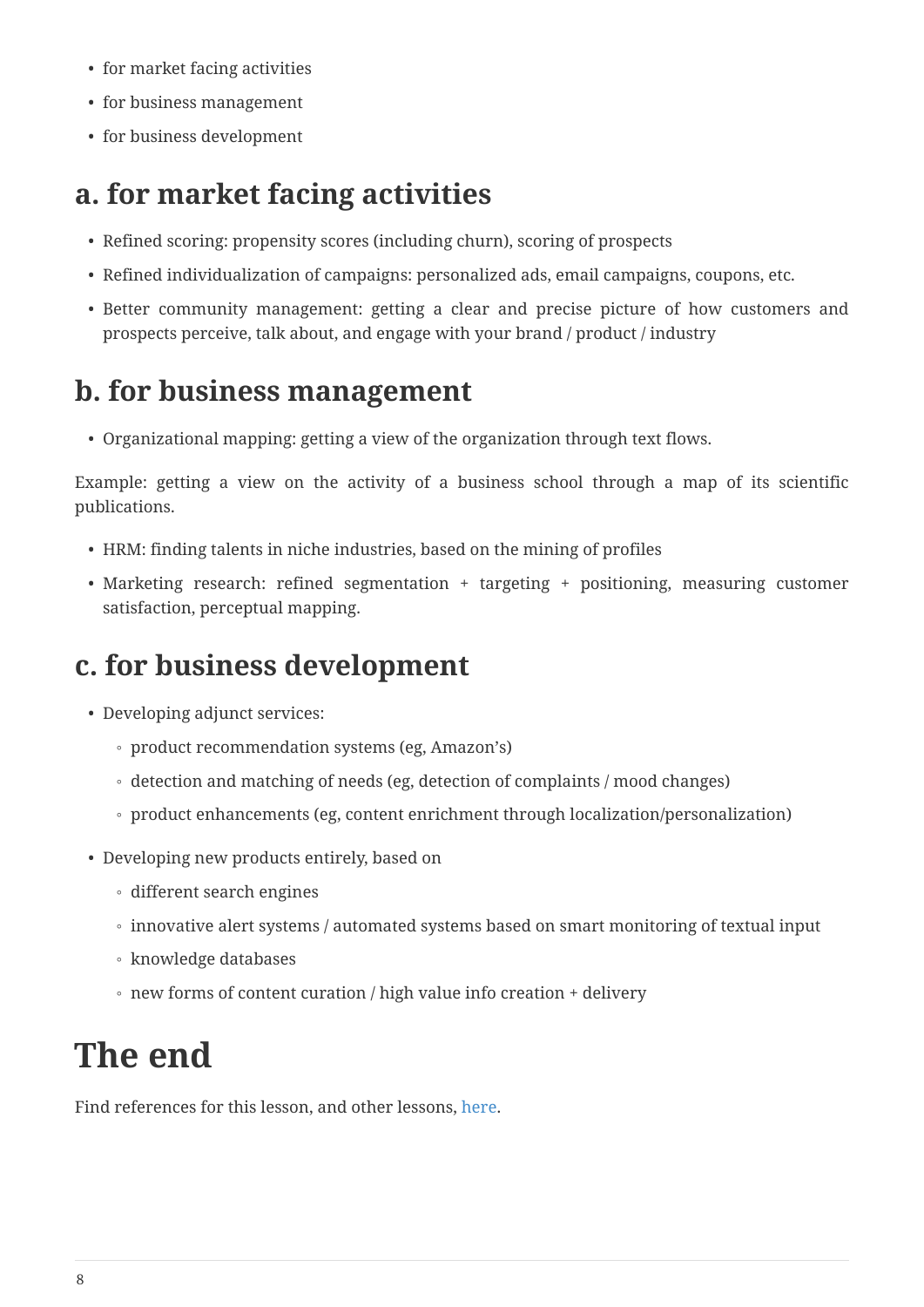- for market facing activities
- for business management
- for business development

## a. for market facing activities

- Refined scoring: propensity scores (including churn), scoring of prospects
- Refined individualization of campaigns: personalized ads, email campaigns, coupons, etc.
- Better community management: getting a clear and precise picture of how customers and prospects perceive, talk about, and engage with your brand / product / industry

## b. for business management

- Organizational mapping: getting a view of the organization through text flows.

Example: getting a view on the activity of a business school through a map of its scientific publications.

- HRM: finding talents in niche industries, based on the mining of profiles
- Marketing research: refined segmentation + targeting + positioning, measuring customer satisfaction, perceptual mapping.

## c. for business development

- Developing adjunct services:
  - product recommendation systems (eg, Amazon's)
  - detection and matching of needs (eg, detection of complaints / mood changes)
  - product enhancements (eg, content enrichment through localization/personalization)
- Developing new products entirely, based on
  - different search engines
  - innovative alert systems / automated systems based on smart monitoring of textual input
  - knowledge databases
  - new forms of content curation / high value info creation + delivery

# The end

Find references for this lesson, and other lessons, here.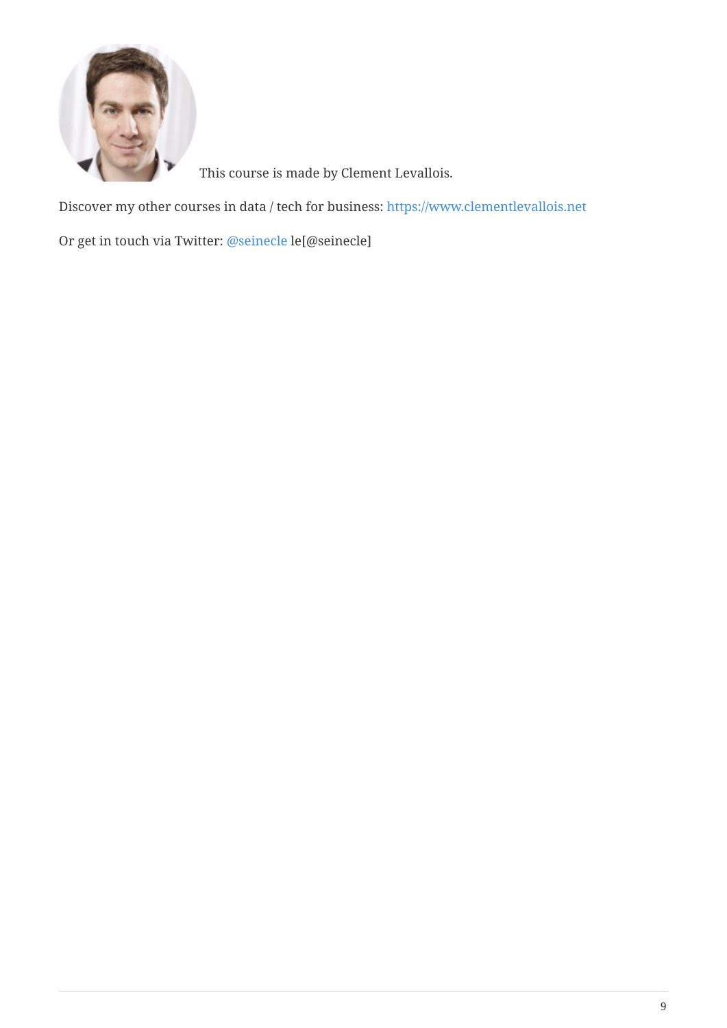This course is made by Clement Levallois.

Discover my other courses in data / tech for business: https://www.clementlevallois.net

Or get in touch via Twitter: @seinecle le[@seinecle]